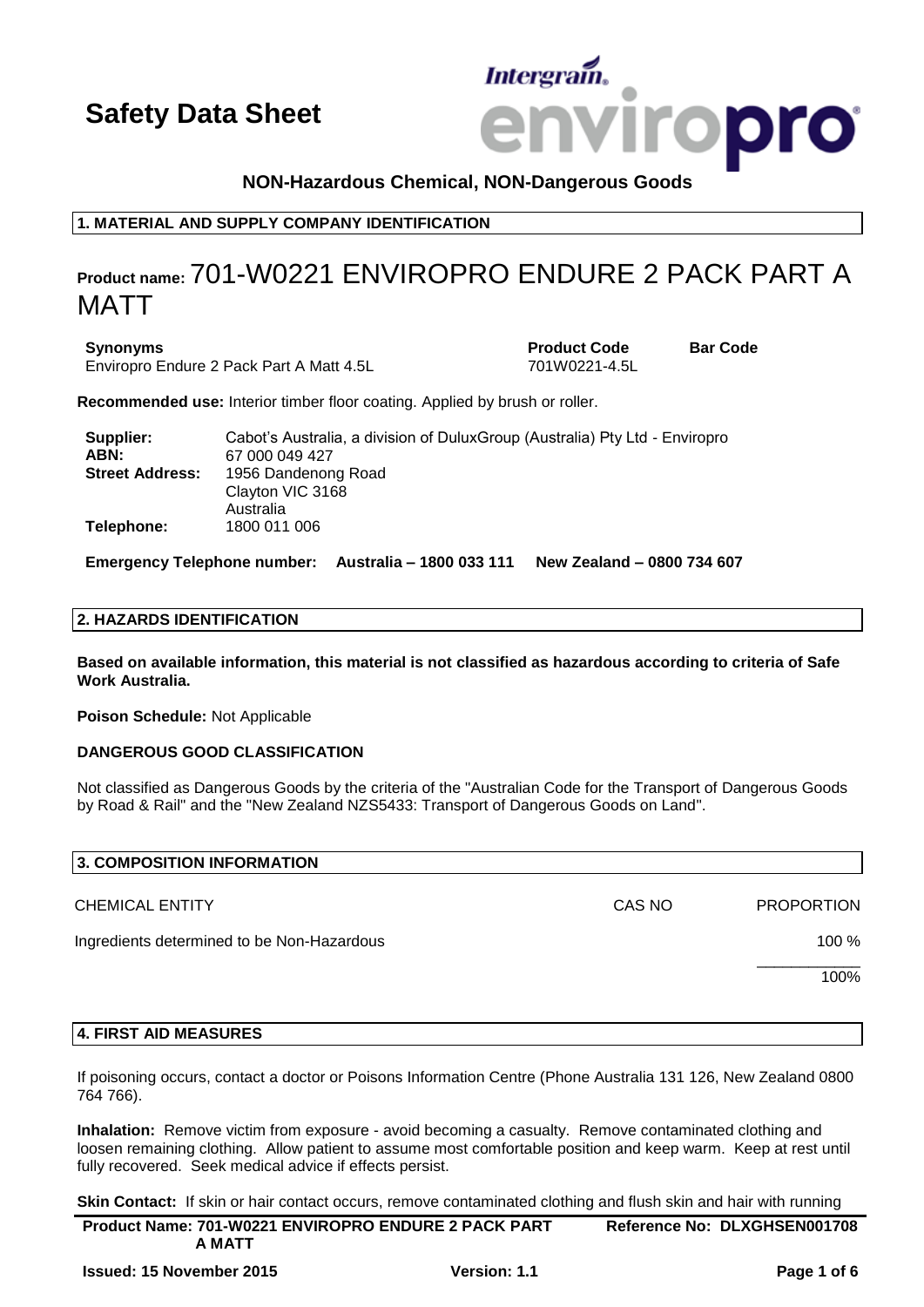# Safety Data Sheet

**NON-Hazardous Chemical, NON-Dangerous Goods**

## 1. MATERIAL AND SUPPLY COMPANY IDENTIFICATION

**Product name:** 701-W0221 ENVIROPRO ENDURE 2 PACK PART A MATT

| **Synonyms** | **Product Code** | **Bar Code** |
|---|---|---|
| Enviropro Endure 2 Pack Part A Matt 4.5L | 701W0221-4.5L | |

**Recommended use:** Interior timber floor coating. Applied by brush or roller.

**Supplier:** Cabot's Australia, a division of DuluxGroup (Australia) Pty Ltd - Enviropro
**ABN:** 67 000 049 427
**Street Address:** 1956 Dandenong Road
Clayton VIC 3168
Australia
**Telephone:** 1800 011 006

**Emergency Telephone number: Australia – 1800 033 111 New Zealand – 0800 734 607**

## 2. HAZARDS IDENTIFICATION

**Based on available information, this material is not classified as hazardous according to criteria of Safe Work Australia.**

**Poison Schedule:** Not Applicable

**DANGEROUS GOOD CLASSIFICATION**

Not classified as Dangerous Goods by the criteria of the "Australian Code for the Transport of Dangerous Goods by Road & Rail" and the "New Zealand NZS5433: Transport of Dangerous Goods on Land".

## 3. COMPOSITION INFORMATION

| CHEMICAL ENTITY | CAS NO | PROPORTION |
|---|---|---|
| Ingredients determined to be Non-Hazardous | | 100 % |
| | | 100% |

## 4. FIRST AID MEASURES

If poisoning occurs, contact a doctor or Poisons Information Centre (Phone Australia 131 126, New Zealand 0800 764 766).

**Inhalation:** Remove victim from exposure - avoid becoming a casualty. Remove contaminated clothing and loosen remaining clothing. Allow patient to assume most comfortable position and keep warm. Keep at rest until fully recovered. Seek medical advice if effects persist.

**Skin Contact:** If skin or hair contact occurs, remove contaminated clothing and flush skin and hair with running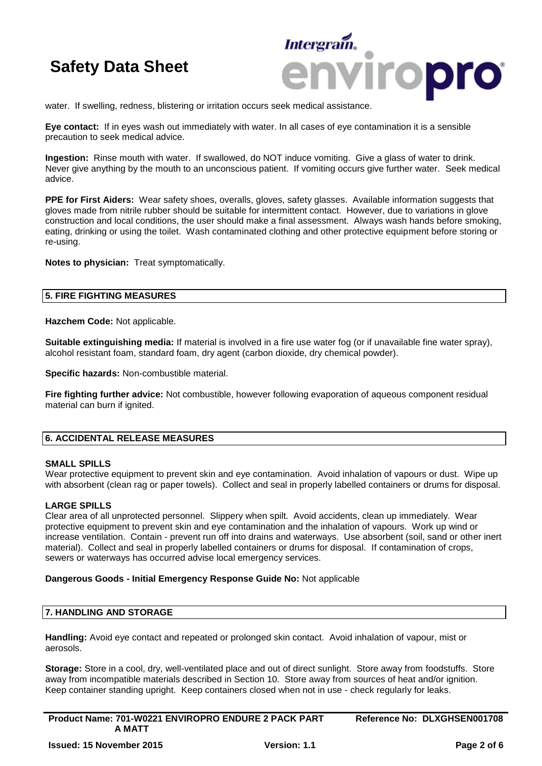water. If swelling, redness, blistering or irritation occurs seek medical assistance.

**Eye contact:** If in eyes wash out immediately with water. In all cases of eye contamination it is a sensible precaution to seek medical advice.

**Ingestion:** Rinse mouth with water. If swallowed, do NOT induce vomiting. Give a glass of water to drink. Never give anything by the mouth to an unconscious patient. If vomiting occurs give further water. Seek medical advice.

**PPE for First Aiders:** Wear safety shoes, overalls, gloves, safety glasses. Available information suggests that gloves made from nitrile rubber should be suitable for intermittent contact. However, due to variations in glove construction and local conditions, the user should make a final assessment. Always wash hands before smoking, eating, drinking or using the toilet. Wash contaminated clothing and other protective equipment before storing or re-using.

**Notes to physician:** Treat symptomatically.

## 5. FIRE FIGHTING MEASURES

**Hazchem Code:** Not applicable.

**Suitable extinguishing media:** If material is involved in a fire use water fog (or if unavailable fine water spray), alcohol resistant foam, standard foam, dry agent (carbon dioxide, dry chemical powder).

**Specific hazards:** Non-combustible material.

**Fire fighting further advice:** Not combustible, however following evaporation of aqueous component residual material can burn if ignited.

## 6. ACCIDENTAL RELEASE MEASURES

**SMALL SPILLS**
Wear protective equipment to prevent skin and eye contamination. Avoid inhalation of vapours or dust. Wipe up with absorbent (clean rag or paper towels). Collect and seal in properly labelled containers or drums for disposal.

**LARGE SPILLS**
Clear area of all unprotected personnel. Slippery when spilt. Avoid accidents, clean up immediately. Wear protective equipment to prevent skin and eye contamination and the inhalation of vapours. Work up wind or increase ventilation. Contain - prevent run off into drains and waterways. Use absorbent (soil, sand or other inert material). Collect and seal in properly labelled containers or drums for disposal. If contamination of crops, sewers or waterways has occurred advise local emergency services.

**Dangerous Goods - Initial Emergency Response Guide No:** Not applicable

## 7. HANDLING AND STORAGE

**Handling:** Avoid eye contact and repeated or prolonged skin contact. Avoid inhalation of vapour, mist or aerosols.

**Storage:** Store in a cool, dry, well-ventilated place and out of direct sunlight. Store away from foodstuffs. Store away from incompatible materials described in Section 10. Store away from sources of heat and/or ignition. Keep container standing upright. Keep containers closed when not in use - check regularly for leaks.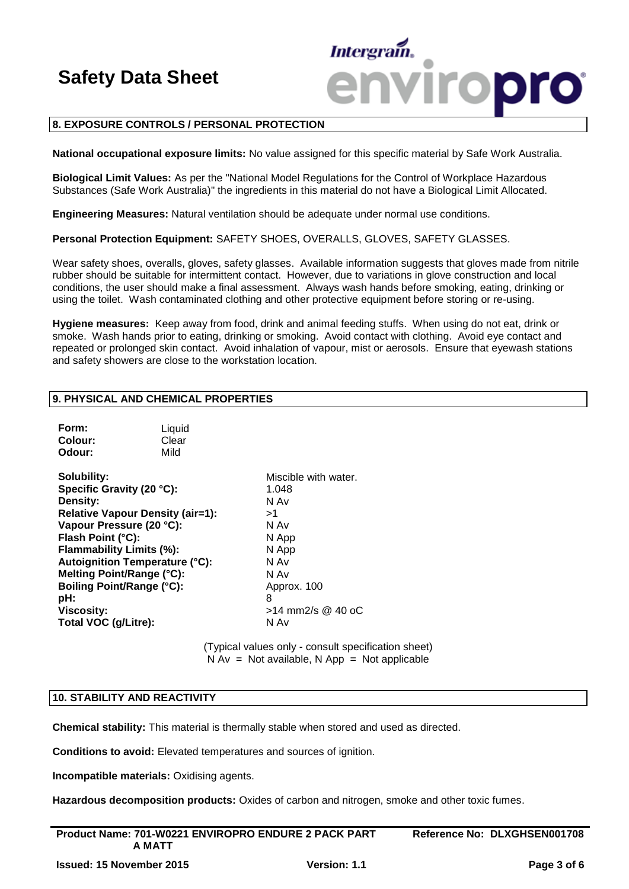## 8. EXPOSURE CONTROLS / PERSONAL PROTECTION

**National occupational exposure limits:** No value assigned for this specific material by Safe Work Australia.

**Biological Limit Values:** As per the "National Model Regulations for the Control of Workplace Hazardous Substances (Safe Work Australia)" the ingredients in this material do not have a Biological Limit Allocated.

**Engineering Measures:** Natural ventilation should be adequate under normal use conditions.

**Personal Protection Equipment:** SAFETY SHOES, OVERALLS, GLOVES, SAFETY GLASSES.

Wear safety shoes, overalls, gloves, safety glasses. Available information suggests that gloves made from nitrile rubber should be suitable for intermittent contact. However, due to variations in glove construction and local conditions, the user should make a final assessment. Always wash hands before smoking, eating, drinking or using the toilet. Wash contaminated clothing and other protective equipment before storing or re-using.

**Hygiene measures:** Keep away from food, drink and animal feeding stuffs. When using do not eat, drink or smoke. Wash hands prior to eating, drinking or smoking. Avoid contact with clothing. Avoid eye contact and repeated or prolonged skin contact. Avoid inhalation of vapour, mist or aerosols. Ensure that eyewash stations and safety showers are close to the workstation location.

## 9. PHYSICAL AND CHEMICAL PROPERTIES

| | |
|---|---|
| **Form:** | Liquid |
| **Colour:** | Clear |
| **Odour:** | Mild |

| | |
|---|---|
| **Solubility:** | Miscible with water. |
| **Specific Gravity (20 °C):** | 1.048 |
| **Density:** | N Av |
| **Relative Vapour Density (air=1):** | >1 |
| **Vapour Pressure (20 °C):** | N Av |
| **Flash Point (°C):** | N App |
| **Flammability Limits (%):** | N App |
| **Autoignition Temperature (°C):** | N Av |
| **Melting Point/Range (°C):** | N Av |
| **Boiling Point/Range (°C):** | Approx. 100 |
| **pH:** | 8 |
| **Viscosity:** | >14 mm2/s @ 40 oC |
| **Total VOC (g/Litre):** | N Av |

(Typical values only - consult specification sheet)
N Av = Not available, N App = Not applicable

## 10. STABILITY AND REACTIVITY

**Chemical stability:** This material is thermally stable when stored and used as directed.

**Conditions to avoid:** Elevated temperatures and sources of ignition.

**Incompatible materials:** Oxidising agents.

**Hazardous decomposition products:** Oxides of carbon and nitrogen, smoke and other toxic fumes.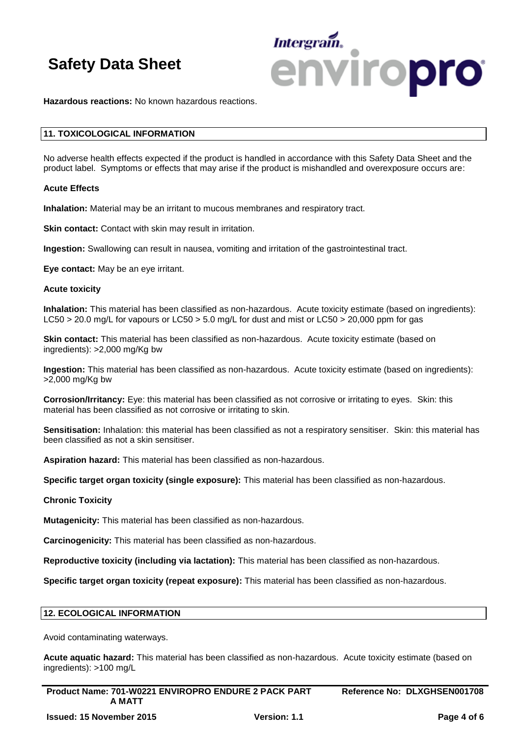**Hazardous reactions:** No known hazardous reactions.

## 11. TOXICOLOGICAL INFORMATION

No adverse health effects expected if the product is handled in accordance with this Safety Data Sheet and the product label. Symptoms or effects that may arise if the product is mishandled and overexposure occurs are:

**Acute Effects**

**Inhalation:** Material may be an irritant to mucous membranes and respiratory tract.

**Skin contact:** Contact with skin may result in irritation.

**Ingestion:** Swallowing can result in nausea, vomiting and irritation of the gastrointestinal tract.

**Eye contact:** May be an eye irritant.

**Acute toxicity**

**Inhalation:** This material has been classified as non-hazardous. Acute toxicity estimate (based on ingredients): LC50 > 20.0 mg/L for vapours or LC50 > 5.0 mg/L for dust and mist or LC50 > 20,000 ppm for gas

**Skin contact:** This material has been classified as non-hazardous. Acute toxicity estimate (based on ingredients): >2,000 mg/Kg bw

**Ingestion:** This material has been classified as non-hazardous. Acute toxicity estimate (based on ingredients): >2,000 mg/Kg bw

**Corrosion/Irritancy:** Eye: this material has been classified as not corrosive or irritating to eyes. Skin: this material has been classified as not corrosive or irritating to skin.

**Sensitisation:** Inhalation: this material has been classified as not a respiratory sensitiser. Skin: this material has been classified as not a skin sensitiser.

**Aspiration hazard:** This material has been classified as non-hazardous.

**Specific target organ toxicity (single exposure):** This material has been classified as non-hazardous.

**Chronic Toxicity**

**Mutagenicity:** This material has been classified as non-hazardous.

**Carcinogenicity:** This material has been classified as non-hazardous.

**Reproductive toxicity (including via lactation):** This material has been classified as non-hazardous.

**Specific target organ toxicity (repeat exposure):** This material has been classified as non-hazardous.

## 12. ECOLOGICAL INFORMATION

Avoid contaminating waterways.

**Acute aquatic hazard:** This material has been classified as non-hazardous. Acute toxicity estimate (based on ingredients): >100 mg/L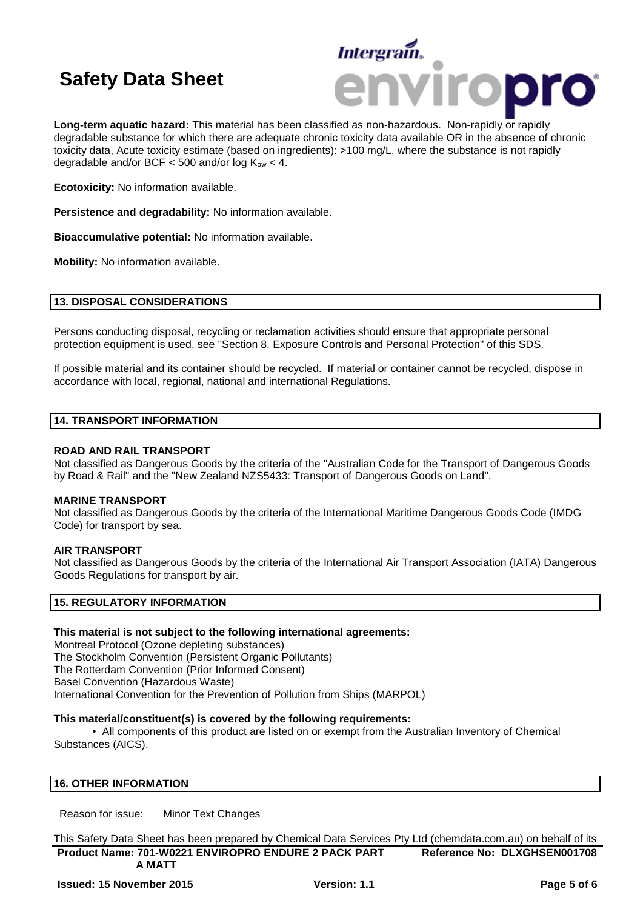**Long-term aquatic hazard:** This material has been classified as non-hazardous. Non-rapidly or rapidly degradable substance for which there are adequate chronic toxicity data available OR in the absence of chronic toxicity data, Acute toxicity estimate (based on ingredients): >100 mg/L, where the substance is not rapidly degradable and/or BCF < 500 and/or log $K_{ow}$ < 4.

**Ecotoxicity:** No information available.

**Persistence and degradability:** No information available.

**Bioaccumulative potential:** No information available.

**Mobility:** No information available.

## 13. DISPOSAL CONSIDERATIONS

Persons conducting disposal, recycling or reclamation activities should ensure that appropriate personal protection equipment is used, see "Section 8. Exposure Controls and Personal Protection" of this SDS.

If possible material and its container should be recycled. If material or container cannot be recycled, dispose in accordance with local, regional, national and international Regulations.

## 14. TRANSPORT INFORMATION

**ROAD AND RAIL TRANSPORT**
Not classified as Dangerous Goods by the criteria of the "Australian Code for the Transport of Dangerous Goods by Road & Rail" and the "New Zealand NZS5433: Transport of Dangerous Goods on Land".

**MARINE TRANSPORT**
Not classified as Dangerous Goods by the criteria of the International Maritime Dangerous Goods Code (IMDG Code) for transport by sea.

**AIR TRANSPORT**
Not classified as Dangerous Goods by the criteria of the International Air Transport Association (IATA) Dangerous Goods Regulations for transport by air.

## 15. REGULATORY INFORMATION

**This material is not subject to the following international agreements:**
Montreal Protocol (Ozone depleting substances)
The Stockholm Convention (Persistent Organic Pollutants)
The Rotterdam Convention (Prior Informed Consent)
Basel Convention (Hazardous Waste)
International Convention for the Prevention of Pollution from Ships (MARPOL)

**This material/constituent(s) is covered by the following requirements:**
• All components of this product are listed on or exempt from the Australian Inventory of Chemical Substances (AICS).

## 16. OTHER INFORMATION

Reason for issue: Minor Text Changes

This Safety Data Sheet has been prepared by Chemical Data Services Pty Ltd (chemdata.com.au) on behalf of its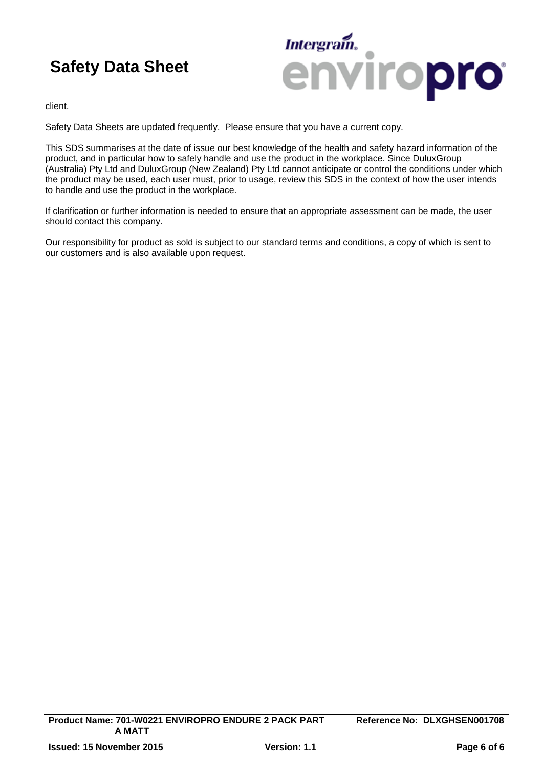client.

Safety Data Sheets are updated frequently. Please ensure that you have a current copy.

This SDS summarises at the date of issue our best knowledge of the health and safety hazard information of the product, and in particular how to safely handle and use the product in the workplace. Since DuluxGroup (Australia) Pty Ltd and DuluxGroup (New Zealand) Pty Ltd cannot anticipate or control the conditions under which the product may be used, each user must, prior to usage, review this SDS in the context of how the user intends to handle and use the product in the workplace.

If clarification or further information is needed to ensure that an appropriate assessment can be made, the user should contact this company.

Our responsibility for product as sold is subject to our standard terms and conditions, a copy of which is sent to our customers and is also available upon request.